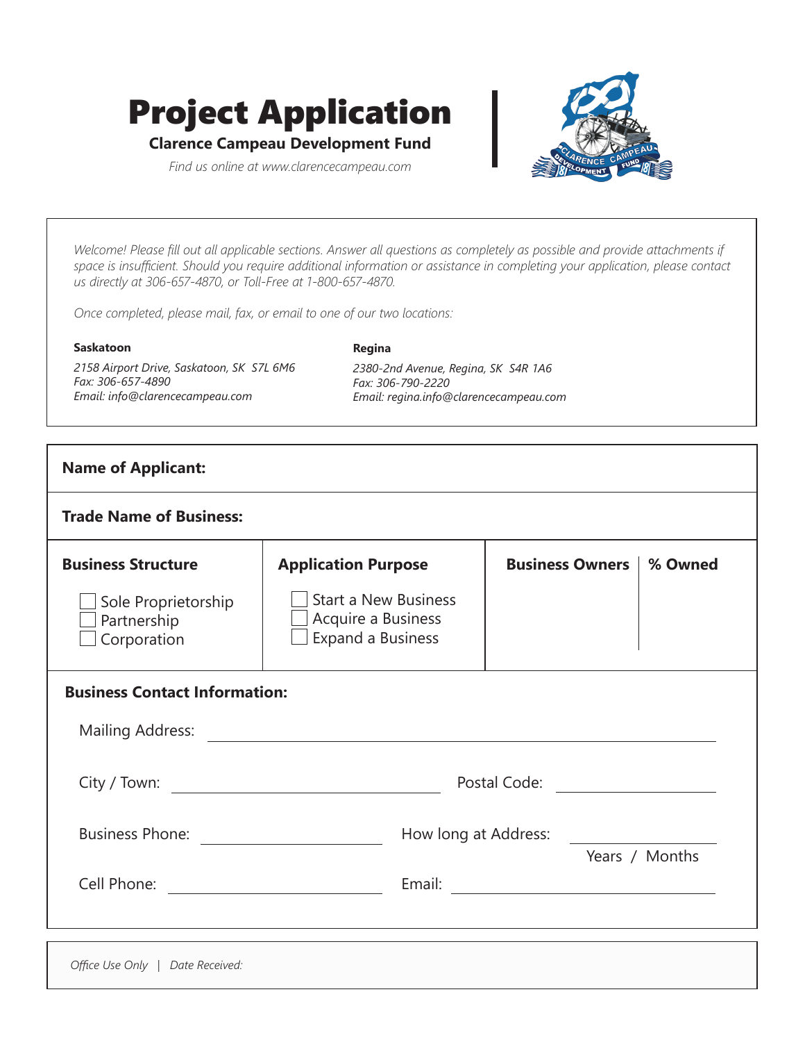# Project Application

**Clarence Campeau Development Fund**

*Find us online at www.clarencecampeau.com*

*Welcome! Please fill out all applicable sections. Answer all questions as completely as possible and provide attachments if space is insufficient. Should you require additional information or assistance in completing your application, please contact us directly at 306-657-4870, or Toll-Free at 1-800-657-4870.*

*Once completed, please mail, fax, or email to one of our two locations:*

**Saskatoon**

*2158 Airport Drive, Saskatoon, SK S7L 6M6*
*Fax: 306-657-4890*
*Email: info@clarencecampeau.com*

**Regina**

*2380-2nd Avenue, Regina, SK S4R 1A6*
*Fax: 306-790-2220*
*Email: regina.info@clarencecampeau.com*

**Name of Applicant:**

**Trade Name of Business:**

| **Business Structure** | **Application Purpose** | **Business Owners** | **% Owned** |
|---|---|---|---|
| ☐ Sole Proprietorship<br>☐ Partnership<br>☐ Corporation | ☐ Start a New Business<br>☐ Acquire a Business<br>☐ Expand a Business | | |

**Business Contact Information:**

Mailing Address: ______________________________

City / Town: ____________________ Postal Code: ____________

Business Phone: ____________________ How long at Address: ____________ Years / Months

Cell Phone: ____________________ Email: ____________________

*Office Use Only | Date Received:*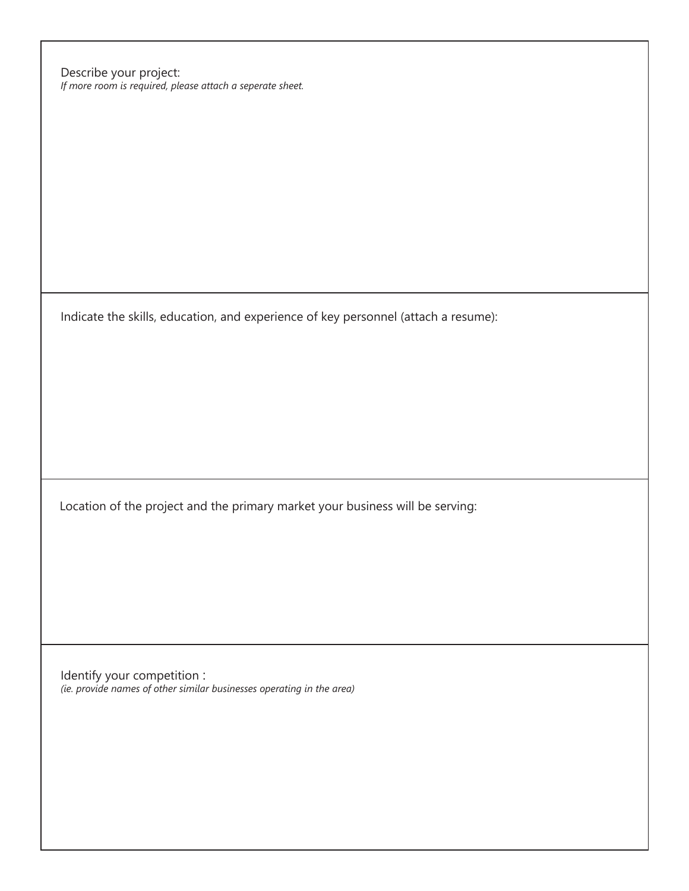Describe your project:
*If more room is required, please attach a seperate sheet.*

Indicate the skills, education, and experience of key personnel (attach a resume):

Location of the project and the primary market your business will be serving:

Identify your competition :
*(ie. provide names of other similar businesses operating in the area)*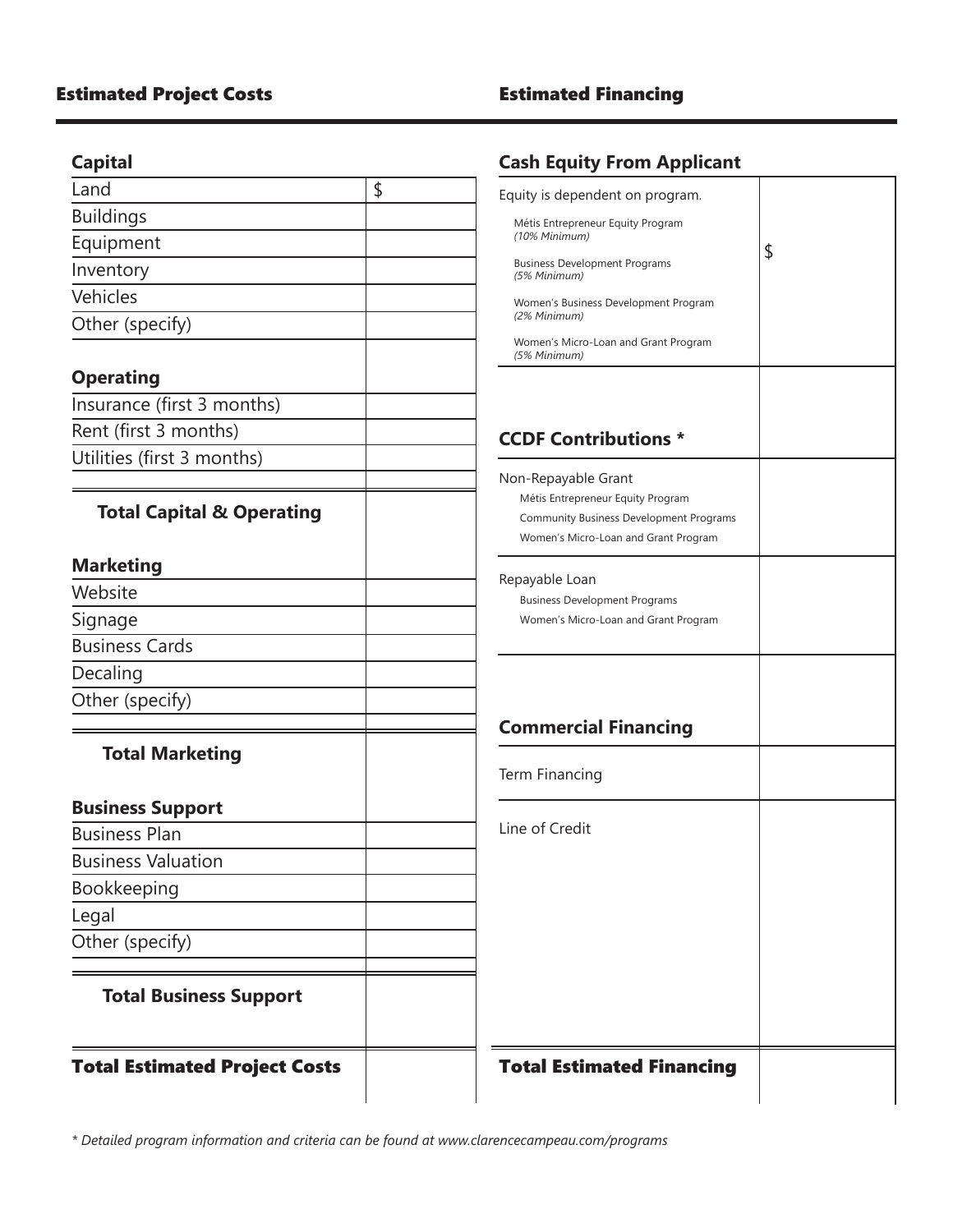## Estimated Project Costs

### Capital

| Item | Amount |
|---|---|
| Land | $ |
| Buildings | |
| Equipment | |
| Inventory | |
| Vehicles | |
| Other (specify) | |

### Operating

| Item | Amount |
|---|---|
| Insurance (first 3 months) | |
| Rent (first 3 months) | |
| Utilities (first 3 months) | |
| **Total Capital & Operating** | |

### Marketing

| Item | Amount |
|---|---|
| Website | |
| Signage | |
| Business Cards | |
| Decaling | |
| Other (specify) | |
| **Total Marketing** | |

### Business Support

| Item | Amount |
|---|---|
| Business Plan | |
| Business Valuation | |
| Bookkeeping | |
| Legal | |
| Other (specify) | |
| **Total Business Support** | |

| **Total Estimated Project Costs** | |
|---|---|

## Estimated Financing

### Cash Equity From Applicant

| Item | Amount |
|---|---|
| Equity is dependent on program.<br>Métis Entrepreneur Equity Program *(10% Minimum)*<br>Business Development Programs *(5% Minimum)*<br>Women's Business Development Program *(2% Minimum)*<br>Women's Micro-Loan and Grant Program *(5% Minimum)* | $ |

### CCDF Contributions *

| Item | Amount |
|---|---|
| Non-Repayable Grant<br>Métis Entrepreneur Equity Program<br>Community Business Development Programs<br>Women's Micro-Loan and Grant Program | |
| Repayable Loan<br>Business Development Programs<br>Women's Micro-Loan and Grant Program | |

### Commercial Financing

| Item | Amount |
|---|---|
| Term Financing | |
| Line of Credit | |

| **Total Estimated Financing** | |
|---|---|

*\* Detailed program information and criteria can be found at www.clarencecampeau.com/programs*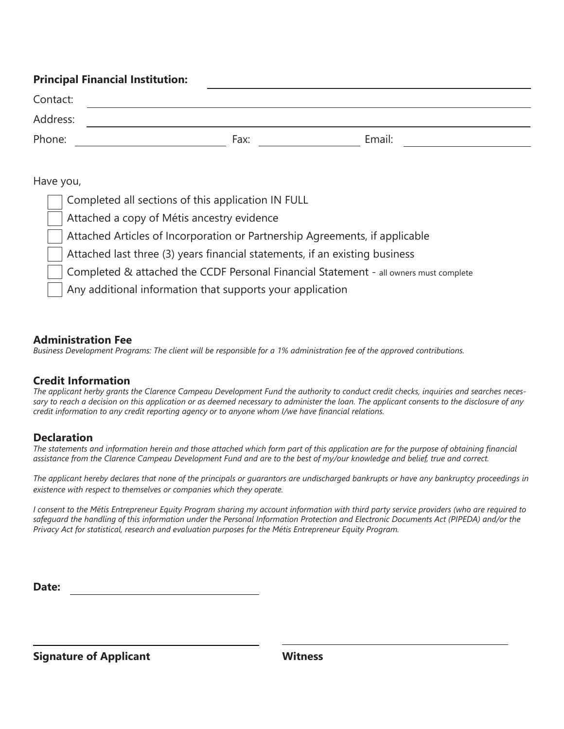**Principal Financial Institution:** ____________________

Contact: ____________________

Address: ____________________

Phone: ____________________ Fax: ____________________ Email: ____________________

Have you,

- [ ] Completed all sections of this application IN FULL
- [ ] Attached a copy of Métis ancestry evidence
- [ ] Attached Articles of Incorporation or Partnership Agreements, if applicable
- [ ] Attached last three (3) years financial statements, if an existing business
- [ ] Completed & attached the CCDF Personal Financial Statement - all owners must complete
- [ ] Any additional information that supports your application

### Administration Fee

*Business Development Programs: The client will be responsible for a 1% administration fee of the approved contributions.*

### Credit Information

*The applicant herby grants the Clarence Campeau Development Fund the authority to conduct credit checks, inquiries and searches necessary to reach a decision on this application or as deemed necessary to administer the loan. The applicant consents to the disclosure of any credit information to any credit reporting agency or to anyone whom I/we have financial relations.*

### Declaration

*The statements and information herein and those attached which form part of this application are for the purpose of obtaining financial assistance from the Clarence Campeau Development Fund and are to the best of my/our knowledge and belief, true and correct.*

*The applicant hereby declares that none of the principals or guarantors are undischarged bankrupts or have any bankruptcy proceedings in existence with respect to themselves or companies which they operate.*

*I consent to the Métis Entrepreneur Equity Program sharing my account information with third party service providers (who are required to safeguard the handling of this information under the Personal Information Protection and Electronic Documents Act (PIPEDA) and/or the Privacy Act for statistical, research and evaluation purposes for the Métis Entrepreneur Equity Program.*

**Date:** ____________________

____________________ ____________________

**Signature of Applicant** **Witness**